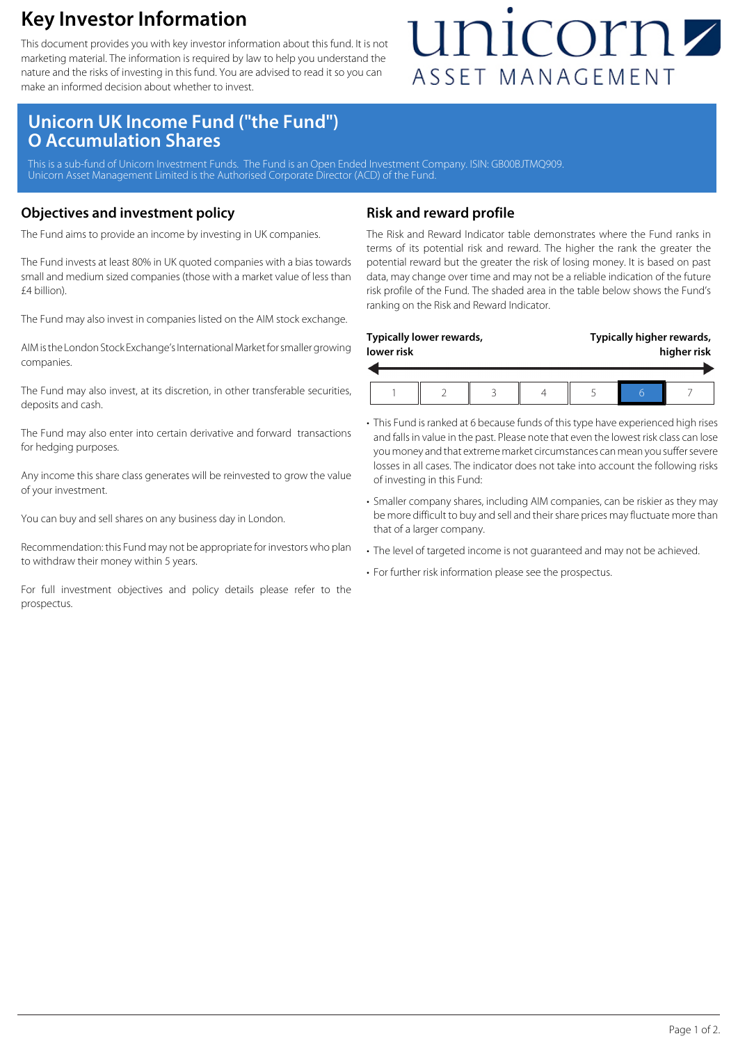# Key Investor Information

This document provides you with key investor information about this fund. It is not marketing material. The information is required by law to help you understand the nature and the risks of investing in this fund. You are advised to read it so you can make an informed decision about whether to invest.

unicorn ASSET MANAGEMENT

## Unicorn UK Income Fund ("the Fund") O Accumulation Shares

This is a sub-fund of Unicorn Investment Funds. The Fund is an Open Ended Investment Company. ISIN: GB00BJTMQ909. Unicorn Asset Management Limited is the Authorised Corporate Director (ACD) of the Fund.

## Objectives and investment policy

The Fund aims to provide an income by investing in UK companies.

The Fund invests at least 80% in UK quoted companies with a bias towards small and medium sized companies (those with a market value of less than £4 billion).

The Fund may also invest in companies listed on the AIM stock exchange.

AIM is the London Stock Exchange's International Market for smaller growing companies.

The Fund may also invest, at its discretion, in other transferable securities, deposits and cash.

The Fund may also enter into certain derivative and forward transactions for hedging purposes.

Any income this share class generates will be reinvested to grow the value of your investment.

You can buy and sell shares on any business day in London.

Recommendation: this Fund may not be appropriate for investors who plan to withdraw their money within 5 years.

For full investment objectives and policy details please refer to the prospectus.

## Risk and reward profile

The Risk and Reward Indicator table demonstrates where the Fund ranks in terms of its potential risk and reward. The higher the rank the greater the potential reward but the greater the risk of losing money. It is based on past data, may change over time and may not be a reliable indication of the future risk profile of the Fund. The shaded area in the table below shows the Fund's ranking on the Risk and Reward Indicator.

**Typically lower rewards, lower risk** ← → **Typically higher rewards, higher risk**

| 1 | 2 | 3 | 4 | 5 | **6** | 7 |
|---|---|---|---|---|---|---|

- This Fund is ranked at 6 because funds of this type have experienced high rises and falls in value in the past. Please note that even the lowest risk class can lose you money and that extreme market circumstances can mean you suffer severe losses in all cases. The indicator does not take into account the following risks of investing in this Fund:
- Smaller company shares, including AIM companies, can be riskier as they may be more difficult to buy and sell and their share prices may fluctuate more than that of a larger company.
- The level of targeted income is not guaranteed and may not be achieved.
- For further risk information please see the prospectus.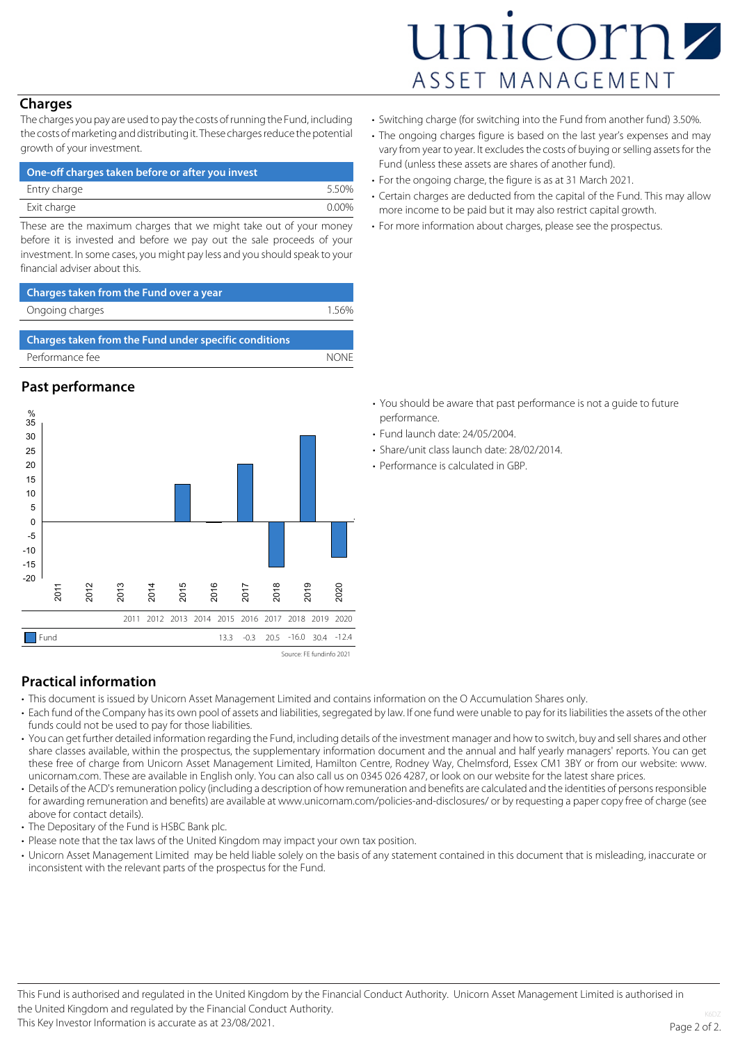## Charges

The charges you pay are used to pay the costs of running the Fund, including the costs of marketing and distributing it. These charges reduce the potential growth of your investment.

| One-off charges taken before or after you invest | |
|---|---|
| Entry charge | 5.50% |
| Exit charge | 0.00% |

These are the maximum charges that we might take out of your money before it is invested and before we pay out the sale proceeds of your investment. In some cases, you might pay less and you should speak to your financial adviser about this.

| Charges taken from the Fund over a year | |
|---|---|
| Ongoing charges | 1.56% |

| Charges taken from the Fund under specific conditions | |
|---|---|
| Performance fee | NONE |

- Switching charge (for switching into the Fund from another fund) 3.50%.
- The ongoing charges figure is based on the last year's expenses and may vary from year to year. It excludes the costs of buying or selling assets for the Fund (unless these assets are shares of another fund).
- For the ongoing charge, the figure is as at 31 March 2021.
- Certain charges are deducted from the capital of the Fund. This may allow more income to be paid but it may also restrict capital growth.
- For more information about charges, please see the prospectus.

## Past performance

%
35
30
25
20
15
10
5
0
-5
-10
-15
-20

2011 2012 2013 2014 2015 2016 2017 2018 2019 2020

Fund 13.3 -0.3 20.5 -16.0 30.4 -12.4

Source: FE fundinfo 2021

- You should be aware that past performance is not a guide to future performance.
- Fund launch date: 24/05/2004.
- Share/unit class launch date: 28/02/2014.
- Performance is calculated in GBP.

## Practical information

- This document is issued by Unicorn Asset Management Limited and contains information on the O Accumulation Shares only.
- Each fund of the Company has its own pool of assets and liabilities, segregated by law. If one fund were unable to pay for its liabilities the assets of the other funds could not be used to pay for those liabilities.
- You can get further detailed information regarding the Fund, including details of the investment manager and how to switch, buy and sell shares and other share classes available, within the prospectus, the supplementary information document and the annual and half yearly managers' reports. You can get these free of charge from Unicorn Asset Management Limited, Hamilton Centre, Rodney Way, Chelmsford, Essex CM1 3BY or from our website: www.unicornam.com. These are available in English only. You can also call us on 0345 026 4287, or look on our website for the latest share prices.
- Details of the ACD's remuneration policy (including a description of how remuneration and benefits are calculated and the identities of persons responsible for awarding remuneration and benefits) are available at www.unicornam.com/policies-and-disclosures/ or by requesting a paper copy free of charge (see above for contact details).
- The Depositary of the Fund is HSBC Bank plc.
- Please note that the tax laws of the United Kingdom may impact your own tax position.
- Unicorn Asset Management Limited may be held liable solely on the basis of any statement contained in this document that is misleading, inaccurate or inconsistent with the relevant parts of the prospectus for the Fund.

This Fund is authorised and regulated in the United Kingdom by the Financial Conduct Authority. Unicorn Asset Management Limited is authorised in the United Kingdom and regulated by the Financial Conduct Authority.
This Key Investor Information is accurate as at 23/08/2021.